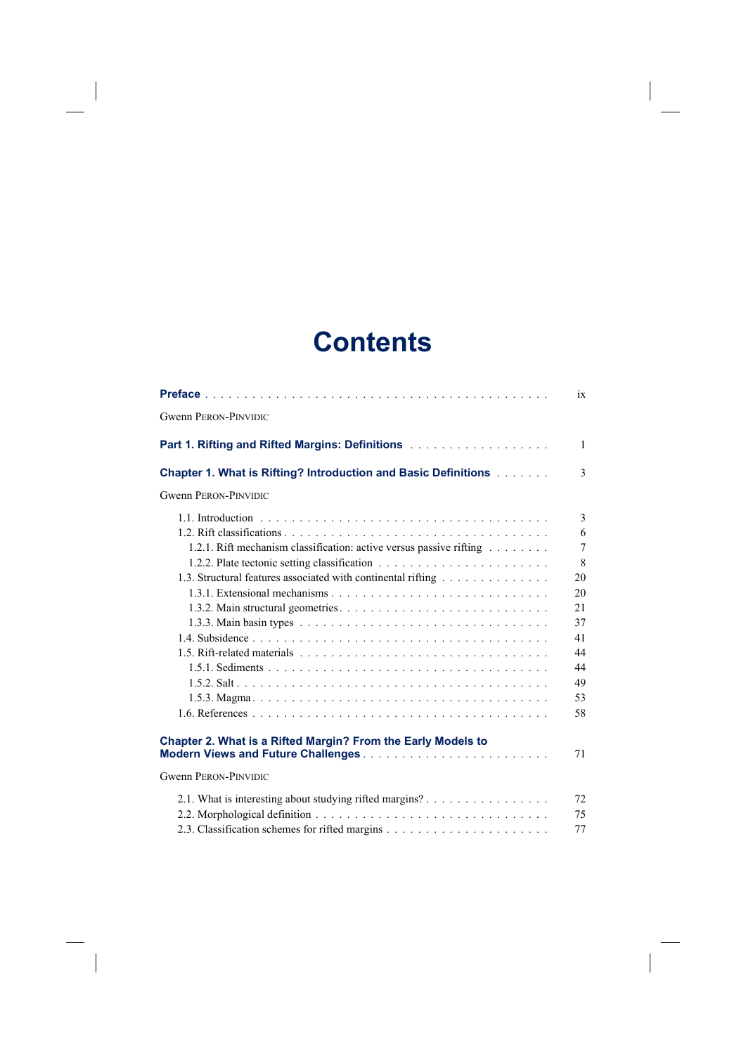# Contents

**Preface** . . . . . . . . . . . . . . . . . . . . . . . . . . . . . . . . . . . . . . . . . . . . ix

Gwenn PERON-PINVIDIC

**Part 1. Rifting and Rifted Margins: Definitions** . . . . . . . . . . . . . . . . . . 1

**Chapter 1. What is Rifting? Introduction and Basic Definitions** . . . . . . . 3

Gwenn PERON-PINVIDIC

- 1.1. Introduction . . . . . . . . . . . . . . . . . . . . . . . . . . . . . . . . . . . . . . . 3
- 1.2. Rift classifications . . . . . . . . . . . . . . . . . . . . . . . . . . . . . . . . . . . 6
  - 1.2.1. Rift mechanism classification: active versus passive rifting . . . . . . . . 7
  - 1.2.2. Plate tectonic setting classification . . . . . . . . . . . . . . . . . . . . . . 8
- 1.3. Structural features associated with continental rifting . . . . . . . . . . . . . 20
  - 1.3.1. Extensional mechanisms . . . . . . . . . . . . . . . . . . . . . . . . . . . 20
  - 1.3.2. Main structural geometries . . . . . . . . . . . . . . . . . . . . . . . . . . 21
  - 1.3.3. Main basin types . . . . . . . . . . . . . . . . . . . . . . . . . . . . . . . 37
- 1.4. Subsidence . . . . . . . . . . . . . . . . . . . . . . . . . . . . . . . . . . . . . . 41
- 1.5. Rift-related materials . . . . . . . . . . . . . . . . . . . . . . . . . . . . . . . . 44
  - 1.5.1. Sediments . . . . . . . . . . . . . . . . . . . . . . . . . . . . . . . . . . . 44
  - 1.5.2. Salt . . . . . . . . . . . . . . . . . . . . . . . . . . . . . . . . . . . . . . . 49
  - 1.5.3. Magma . . . . . . . . . . . . . . . . . . . . . . . . . . . . . . . . . . . . . 53
- 1.6. References . . . . . . . . . . . . . . . . . . . . . . . . . . . . . . . . . . . . . . 58

**Chapter 2. What is a Rifted Margin? From the Early Models to Modern Views and Future Challenges** . . . . . . . . . . . . . . . . . . . . . . . . 71

Gwenn PERON-PINVIDIC

- 2.1. What is interesting about studying rifted margins? . . . . . . . . . . . . . . . 72
- 2.2. Morphological definition . . . . . . . . . . . . . . . . . . . . . . . . . . . . . . 75
- 2.3. Classification schemes for rifted margins . . . . . . . . . . . . . . . . . . . . . 77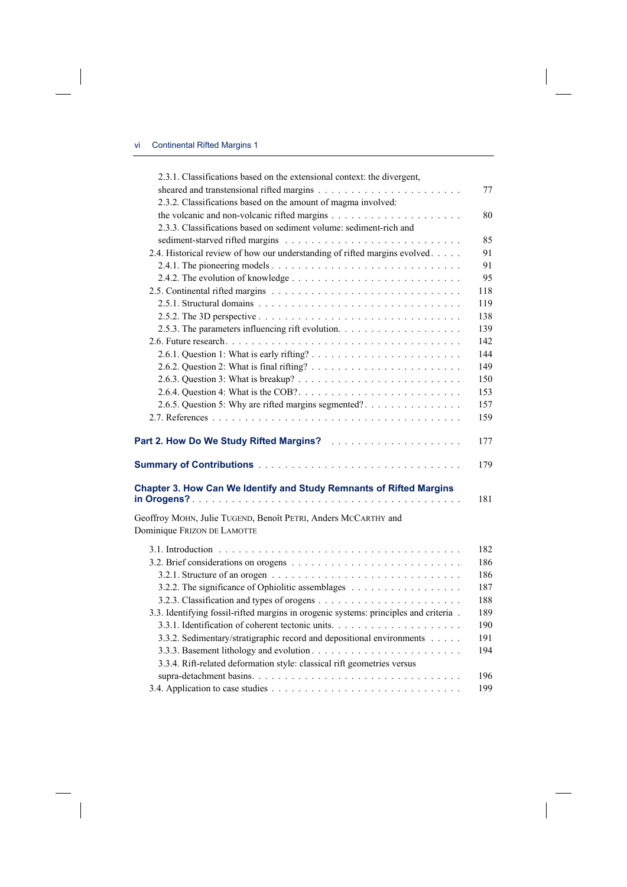2.3.1. Classifications based on the extensional context: the divergent, sheared and transtensional rifted margins . . . . . . 77

2.3.2. Classifications based on the amount of magma involved: the volcanic and non-volcanic rifted margins . . . . . . 80

2.3.3. Classifications based on sediment volume: sediment-rich and sediment-starved rifted margins . . . . . . 85

2.4. Historical review of how our understanding of rifted margins evolved . . . . . . 91

2.4.1. The pioneering models . . . . . . 91

2.4.2. The evolution of knowledge . . . . . . 95

2.5. Continental rifted margins . . . . . . 118

2.5.1. Structural domains . . . . . . 119

2.5.2. The 3D perspective . . . . . . 138

2.5.3. The parameters influencing rift evolution . . . . . . 139

2.6. Future research . . . . . . 142

2.6.1. Question 1: What is early rifting? . . . . . . 144

2.6.2. Question 2: What is final rifting? . . . . . . 149

2.6.3. Question 3: What is breakup? . . . . . . 150

2.6.4. Question 4: What is the COB? . . . . . . 153

2.6.5. Question 5: Why are rifted margins segmented? . . . . . . 157

2.7. References . . . . . . 159

**Part 2. How Do We Study Rifted Margins?** . . . . . . 177

**Summary of Contributions** . . . . . . 179

**Chapter 3. How Can We Identify and Study Remnants of Rifted Margins in Orogens?** . . . . . . 181

Geoffroy MOHN, Julie TUGEND, Benoît PETRI, Anders MCCARTHY and Dominique FRIZON DE LAMOTTE

3.1. Introduction . . . . . . 182

3.2. Brief considerations on orogens . . . . . . 186

3.2.1. Structure of an orogen . . . . . . 186

3.2.2. The significance of Ophiolitic assemblages . . . . . . 187

3.2.3. Classification and types of orogens . . . . . . 188

3.3. Identifying fossil-rifted margins in orogenic systems: principles and criteria . . . . . . 189

3.3.1. Identification of coherent tectonic units . . . . . . 190

3.3.2. Sedimentary/stratigraphic record and depositional environments . . . . . . 191

3.3.3. Basement lithology and evolution . . . . . . 194

3.3.4. Rift-related deformation style: classical rift geometries versus supra-detachment basins . . . . . . 196

3.4. Application to case studies . . . . . . 199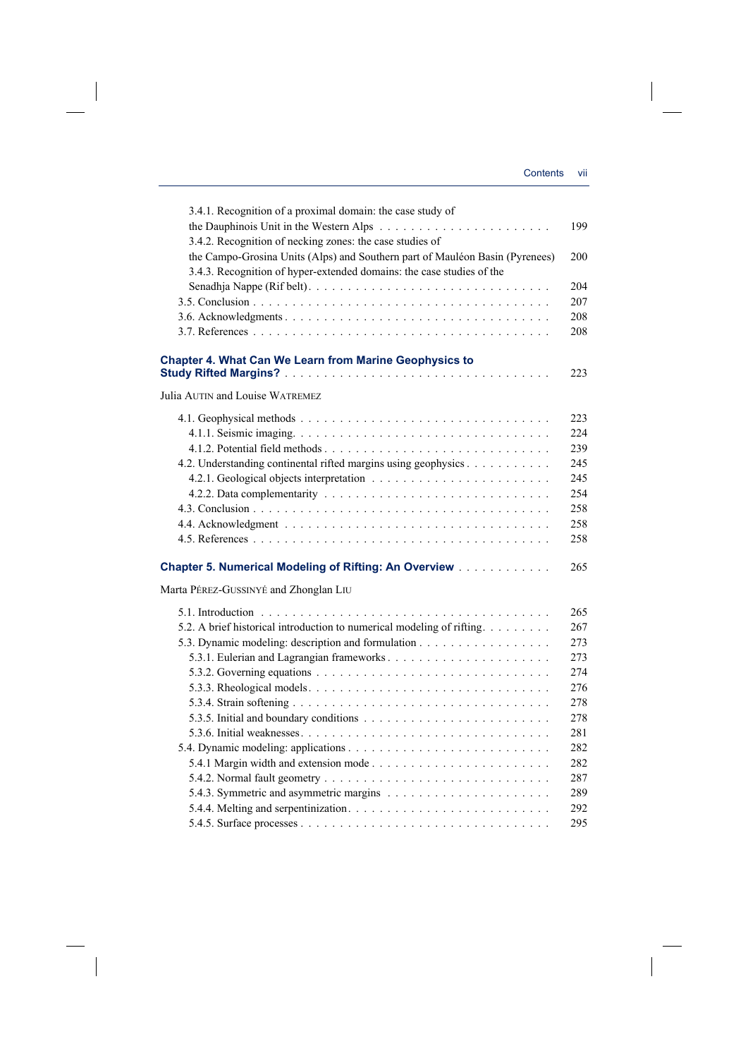3.4.1. Recognition of a proximal domain: the case study of the Dauphinois Unit in the Western Alps . . . . . . . . . . . . . . . . . . . . . . . 199
3.4.2. Recognition of necking zones: the case studies of the Campo-Grosina Units (Alps) and Southern part of Mauléon Basin (Pyrenees) 200
3.4.3. Recognition of hyper-extended domains: the case studies of the Senadhja Nappe (Rif belt) . . . . . . . . . . . . . . . . . . . . . . . . . . . . . 204
3.5. Conclusion . . . . . . . . . . . . . . . . . . . . . . . . . . . . . . . . . . . 207
3.6. Acknowledgments . . . . . . . . . . . . . . . . . . . . . . . . . . . . . . . 208
3.7. References . . . . . . . . . . . . . . . . . . . . . . . . . . . . . . . . . . . 208

## Chapter 4. What Can We Learn from Marine Geophysics to Study Rifted Margins? . . . . . . . . . . . . . . . . . . . . . . . . . . . . . . . 223

Julia AUTIN and Louise WATREMEZ

4.1. Geophysical methods . . . . . . . . . . . . . . . . . . . . . . . . . . . . . 223
4.1.1. Seismic imaging . . . . . . . . . . . . . . . . . . . . . . . . . . . . . . 224
4.1.2. Potential field methods . . . . . . . . . . . . . . . . . . . . . . . . . . 239
4.2. Understanding continental rifted margins using geophysics . . . . . . . . . . 245
4.2.1. Geological objects interpretation . . . . . . . . . . . . . . . . . . . . . 245
4.2.2. Data complementarity . . . . . . . . . . . . . . . . . . . . . . . . . . . 254
4.3. Conclusion . . . . . . . . . . . . . . . . . . . . . . . . . . . . . . . . . . . 258
4.4. Acknowledgment . . . . . . . . . . . . . . . . . . . . . . . . . . . . . . . . 258
4.5. References . . . . . . . . . . . . . . . . . . . . . . . . . . . . . . . . . . . 258

## Chapter 5. Numerical Modeling of Rifting: An Overview . . . . . . . . . . . . 265

Marta PÉREZ-GUSSINYÉ and Zhonglan LIU

5.1. Introduction . . . . . . . . . . . . . . . . . . . . . . . . . . . . . . . . . . 265
5.2. A brief historical introduction to numerical modeling of rifting . . . . . . . . 267
5.3. Dynamic modeling: description and formulation . . . . . . . . . . . . . . . . 273
5.3.1. Eulerian and Lagrangian frameworks . . . . . . . . . . . . . . . . . . . 273
5.3.2. Governing equations . . . . . . . . . . . . . . . . . . . . . . . . . . . . 274
5.3.3. Rheological models . . . . . . . . . . . . . . . . . . . . . . . . . . . . 276
5.3.4. Strain softening . . . . . . . . . . . . . . . . . . . . . . . . . . . . . . 278
5.3.5. Initial and boundary conditions . . . . . . . . . . . . . . . . . . . . . . 278
5.3.6. Initial weaknesses . . . . . . . . . . . . . . . . . . . . . . . . . . . . . 281
5.4. Dynamic modeling: applications . . . . . . . . . . . . . . . . . . . . . . . . 282
5.4.1 Margin width and extension mode . . . . . . . . . . . . . . . . . . . . . 282
5.4.2. Normal fault geometry . . . . . . . . . . . . . . . . . . . . . . . . . . . 287
5.4.3. Symmetric and asymmetric margins . . . . . . . . . . . . . . . . . . . . 289
5.4.4. Melting and serpentinization . . . . . . . . . . . . . . . . . . . . . . . . 292
5.4.5. Surface processes . . . . . . . . . . . . . . . . . . . . . . . . . . . . . 295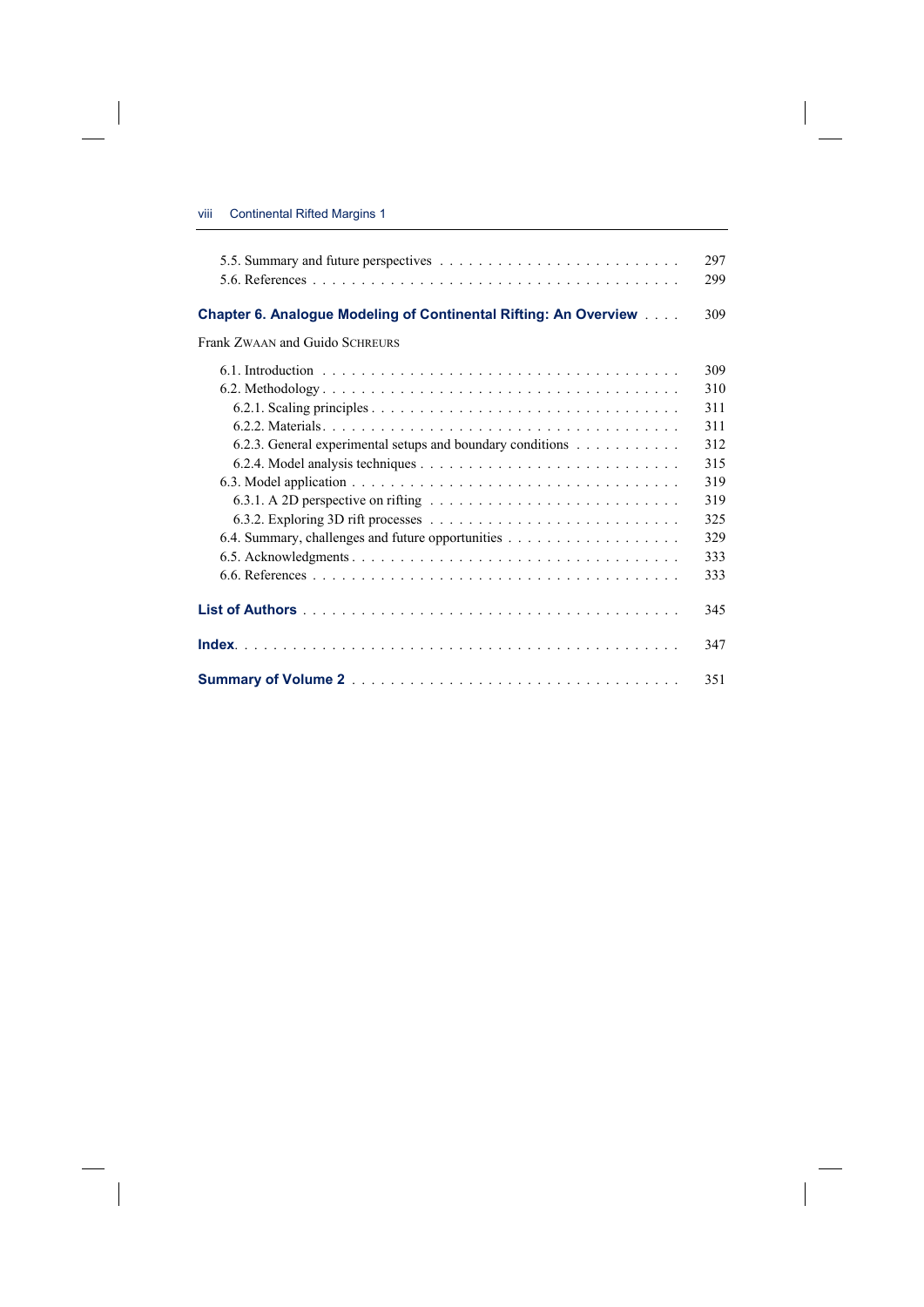5.5. Summary and future perspectives . . . . . . . . . . . . . . . . . . . . . . . . . 297
5.6. References . . . . . . . . . . . . . . . . . . . . . . . . . . . . . . . . . . . . . 299

**Chapter 6. Analogue Modeling of Continental Rifting: An Overview . . . . 309**

Frank ZWAAN and Guido SCHREURS

6.1. Introduction . . . . . . . . . . . . . . . . . . . . . . . . . . . . . . . . . . . . 309
6.2. Methodology . . . . . . . . . . . . . . . . . . . . . . . . . . . . . . . . . . . . 310
6.2.1. Scaling principles . . . . . . . . . . . . . . . . . . . . . . . . . . . . . . . 311
6.2.2. Materials . . . . . . . . . . . . . . . . . . . . . . . . . . . . . . . . . . . . 311
6.2.3. General experimental setups and boundary conditions . . . . . . . . . . . 312
6.2.4. Model analysis techniques . . . . . . . . . . . . . . . . . . . . . . . . . . . 315
6.3. Model application . . . . . . . . . . . . . . . . . . . . . . . . . . . . . . . . . 319
6.3.1. A 2D perspective on rifting . . . . . . . . . . . . . . . . . . . . . . . . . . 319
6.3.2. Exploring 3D rift processes . . . . . . . . . . . . . . . . . . . . . . . . . . 325
6.4. Summary, challenges and future opportunities . . . . . . . . . . . . . . . . . . 329
6.5. Acknowledgments . . . . . . . . . . . . . . . . . . . . . . . . . . . . . . . . . 333
6.6. References . . . . . . . . . . . . . . . . . . . . . . . . . . . . . . . . . . . . . 333

**List of Authors . . . . . . . . . . . . . . . . . . . . . . . . . . . . . . . . . . . . 345**

**Index . . . . . . . . . . . . . . . . . . . . . . . . . . . . . . . . . . . . . . . . . 347**

**Summary of Volume 2 . . . . . . . . . . . . . . . . . . . . . . . . . . . . . . . . 351**